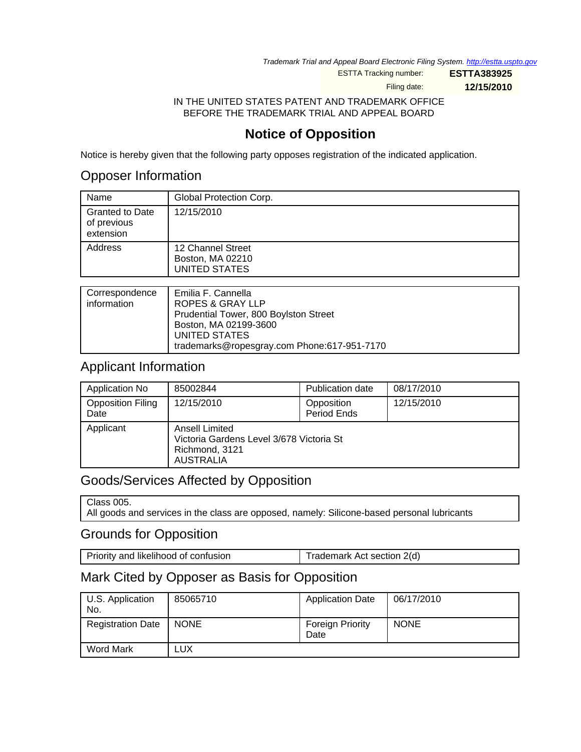*Trademark Trial and Appeal Board Electronic Filing System. http://estta.uspto.gov*

ESTTA Tracking number: **ESTTA383925**

Filing date: **12/15/2010**

IN THE UNITED STATES PATENT AND TRADEMARK OFFICE
BEFORE THE TRADEMARK TRIAL AND APPEAL BOARD

# Notice of Opposition

Notice is hereby given that the following party opposes registration of the indicated application.

## Opposer Information

| | |
|---|---|
| Name | Global Protection Corp. |
| Granted to Date of previous extension | 12/15/2010 |
| Address | 12 Channel Street<br>Boston, MA 02210<br>UNITED STATES |

| | |
|---|---|
| Correspondence information | Emilia F. Cannella<br>ROPES & GRAY LLP<br>Prudential Tower, 800 Boylston Street<br>Boston, MA 02199-3600<br>UNITED STATES<br>trademarks@ropesgray.com Phone:617-951-7170 |

## Applicant Information

| | | | |
|---|---|---|---|
| Application No | 85002844 | Publication date | 08/17/2010 |
| Opposition Filing Date | 12/15/2010 | Opposition Period Ends | 12/15/2010 |
| Applicant | Ansell Limited<br>Victoria Gardens Level 3/678 Victoria St<br>Richmond, 3121<br>AUSTRALIA | | |

## Goods/Services Affected by Opposition

Class 005.
All goods and services in the class are opposed, namely: Silicone-based personal lubricants

## Grounds for Opposition

| | |
|---|---|
| Priority and likelihood of confusion | Trademark Act section 2(d) |

## Mark Cited by Opposer as Basis for Opposition

| | | | |
|---|---|---|---|
| U.S. Application No. | 85065710 | Application Date | 06/17/2010 |
| Registration Date | NONE | Foreign Priority Date | NONE |
| Word Mark | LUX | | |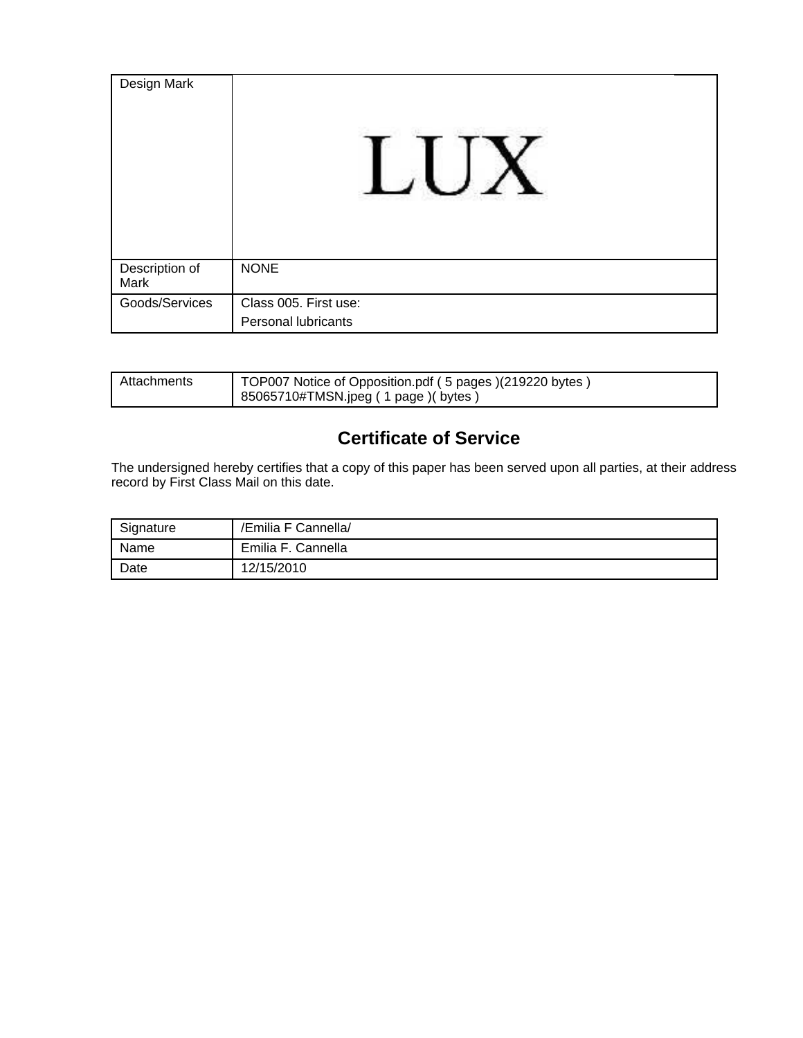| Design Mark | LUX |
|---|---|
| Description of Mark | NONE |
| Goods/Services | Class 005. First use:<br>Personal lubricants |

| Attachments | TOP007 Notice of Opposition.pdf ( 5 pages )(219220 bytes )<br>85065710#TMSN.jpeg ( 1 page )( bytes ) |
|---|---|

## Certificate of Service

The undersigned hereby certifies that a copy of this paper has been served upon all parties, at their address record by First Class Mail on this date.

| Signature | /Emilia F Cannella/ |
|---|---|
| Name | Emilia F. Cannella |
| Date | 12/15/2010 |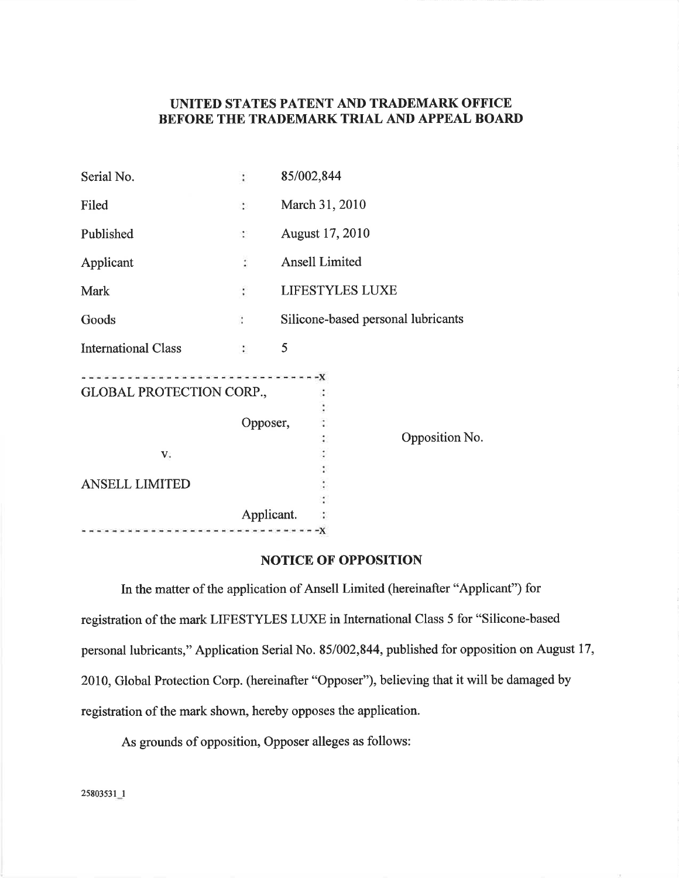**UNITED STATES PATENT AND TRADEMARK OFFICE**
**BEFORE THE TRADEMARK TRIAL AND APPEAL BOARD**

| | | |
|---|---|---|
| Serial No. | : | 85/002,844 |
| Filed | : | March 31, 2010 |
| Published | : | August 17, 2010 |
| Applicant | : | Ansell Limited |
| Mark | : | LIFESTYLES LUXE |
| Goods | : | Silicone-based personal lubricants |
| International Class | : | 5 |

--------------------------------x
GLOBAL PROTECTION CORP.,

Opposer,

v.

ANSELL LIMITED

Applicant.
--------------------------------x

Opposition No.

## NOTICE OF OPPOSITION

In the matter of the application of Ansell Limited (hereinafter "Applicant") for registration of the mark LIFESTYLES LUXE in International Class 5 for "Silicone-based personal lubricants," Application Serial No. 85/002,844, published for opposition on August 17, 2010, Global Protection Corp. (hereinafter "Opposer"), believing that it will be damaged by registration of the mark shown, hereby opposes the application.

As grounds of opposition, Opposer alleges as follows:

25803531_1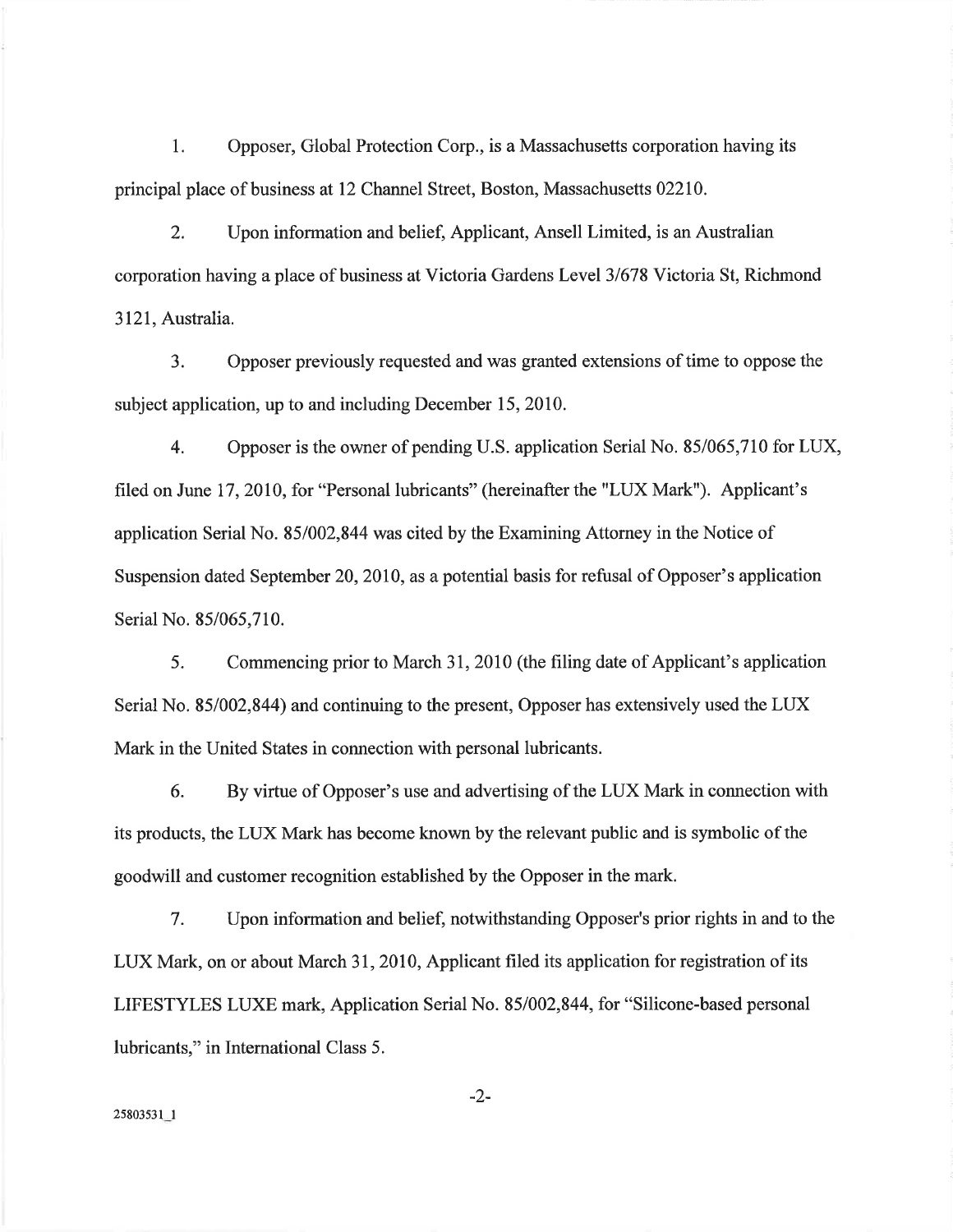1. Opposer, Global Protection Corp., is a Massachusetts corporation having its principal place of business at 12 Channel Street, Boston, Massachusetts 02210.

2. Upon information and belief, Applicant, Ansell Limited, is an Australian corporation having a place of business at Victoria Gardens Level 3/678 Victoria St, Richmond 3121, Australia.

3. Opposer previously requested and was granted extensions of time to oppose the subject application, up to and including December 15, 2010.

4. Opposer is the owner of pending U.S. application Serial No. 85/065,710 for LUX, filed on June 17, 2010, for "Personal lubricants" (hereinafter the "LUX Mark"). Applicant's application Serial No. 85/002,844 was cited by the Examining Attorney in the Notice of Suspension dated September 20, 2010, as a potential basis for refusal of Opposer's application Serial No. 85/065,710.

5. Commencing prior to March 31, 2010 (the filing date of Applicant's application Serial No. 85/002,844) and continuing to the present, Opposer has extensively used the LUX Mark in the United States in connection with personal lubricants.

6. By virtue of Opposer's use and advertising of the LUX Mark in connection with its products, the LUX Mark has become known by the relevant public and is symbolic of the goodwill and customer recognition established by the Opposer in the mark.

7. Upon information and belief, notwithstanding Opposer's prior rights in and to the LUX Mark, on or about March 31, 2010, Applicant filed its application for registration of its LIFESTYLES LUXE mark, Application Serial No. 85/002,844, for "Silicone-based personal lubricants," in International Class 5.

25803531_1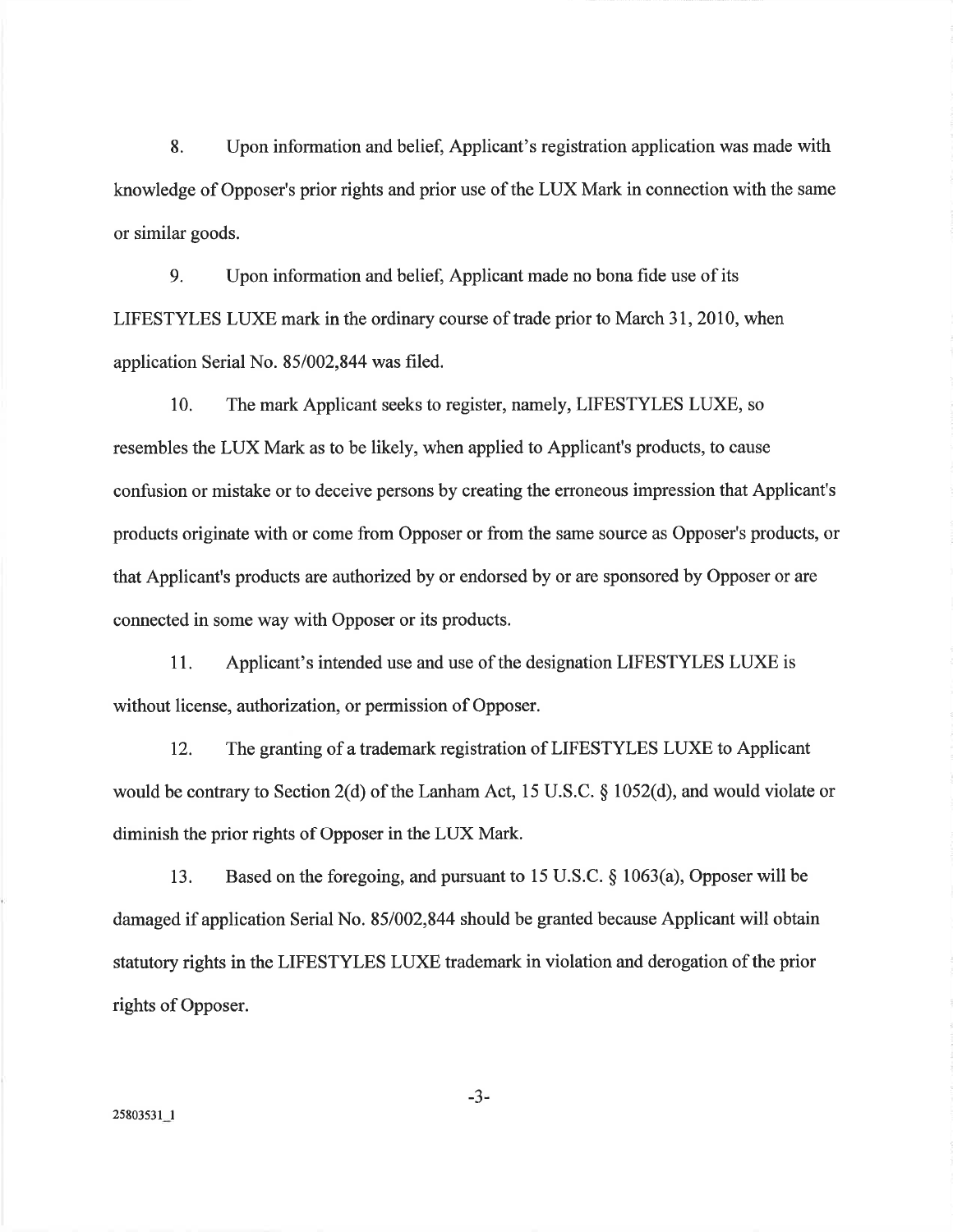8. Upon information and belief, Applicant's registration application was made with knowledge of Opposer's prior rights and prior use of the LUX Mark in connection with the same or similar goods.

9. Upon information and belief, Applicant made no bona fide use of its LIFESTYLES LUXE mark in the ordinary course of trade prior to March 31, 2010, when application Serial No. 85/002,844 was filed.

10. The mark Applicant seeks to register, namely, LIFESTYLES LUXE, so resembles the LUX Mark as to be likely, when applied to Applicant's products, to cause confusion or mistake or to deceive persons by creating the erroneous impression that Applicant's products originate with or come from Opposer or from the same source as Opposer's products, or that Applicant's products are authorized by or endorsed by or are sponsored by Opposer or are connected in some way with Opposer or its products.

11. Applicant's intended use and use of the designation LIFESTYLES LUXE is without license, authorization, or permission of Opposer.

12. The granting of a trademark registration of LIFESTYLES LUXE to Applicant would be contrary to Section 2(d) of the Lanham Act, 15 U.S.C. § 1052(d), and would violate or diminish the prior rights of Opposer in the LUX Mark.

13. Based on the foregoing, and pursuant to 15 U.S.C. § 1063(a), Opposer will be damaged if application Serial No. 85/002,844 should be granted because Applicant will obtain statutory rights in the LIFESTYLES LUXE trademark in violation and derogation of the prior rights of Opposer.

25803531_1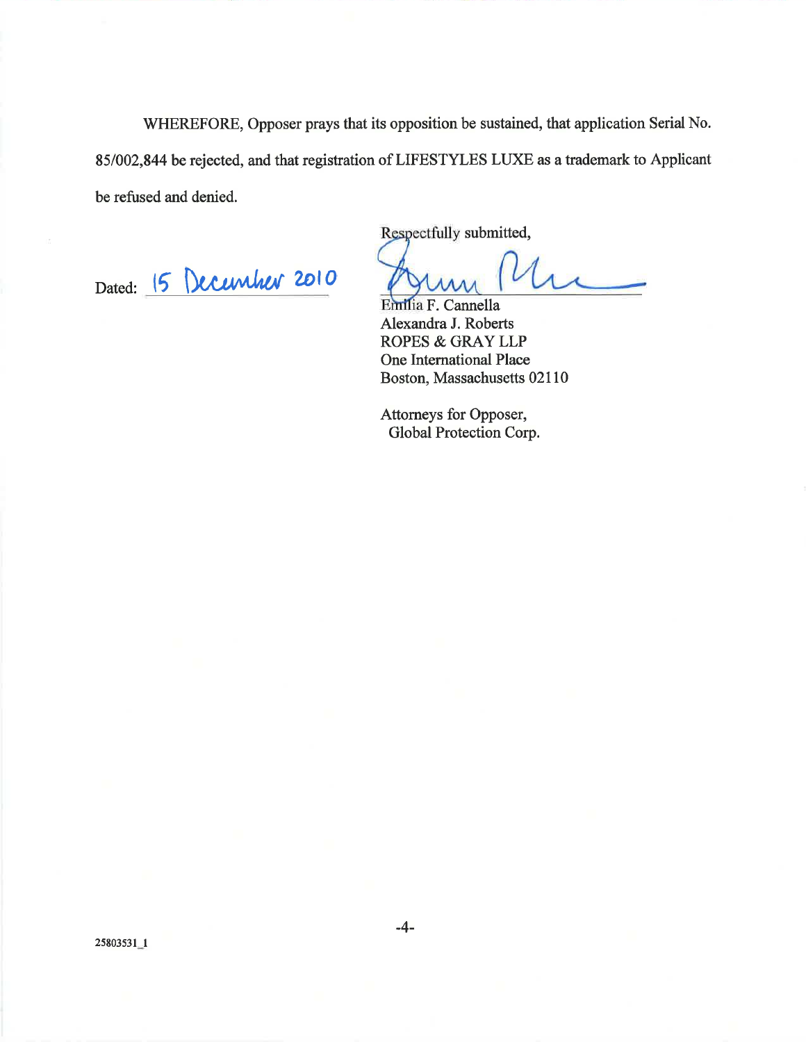WHEREFORE, Opposer prays that its opposition be sustained, that application Serial No. 85/002,844 be rejected, and that registration of LIFESTYLES LUXE as a trademark to Applicant be refused and denied.

Dated: 15 December 2010

Respectfully submitted,

Emilia F. Cannella
Alexandra J. Roberts
ROPES & GRAY LLP
One International Place
Boston, Massachusetts 02110

Attorneys for Opposer,
Global Protection Corp.

25803531_1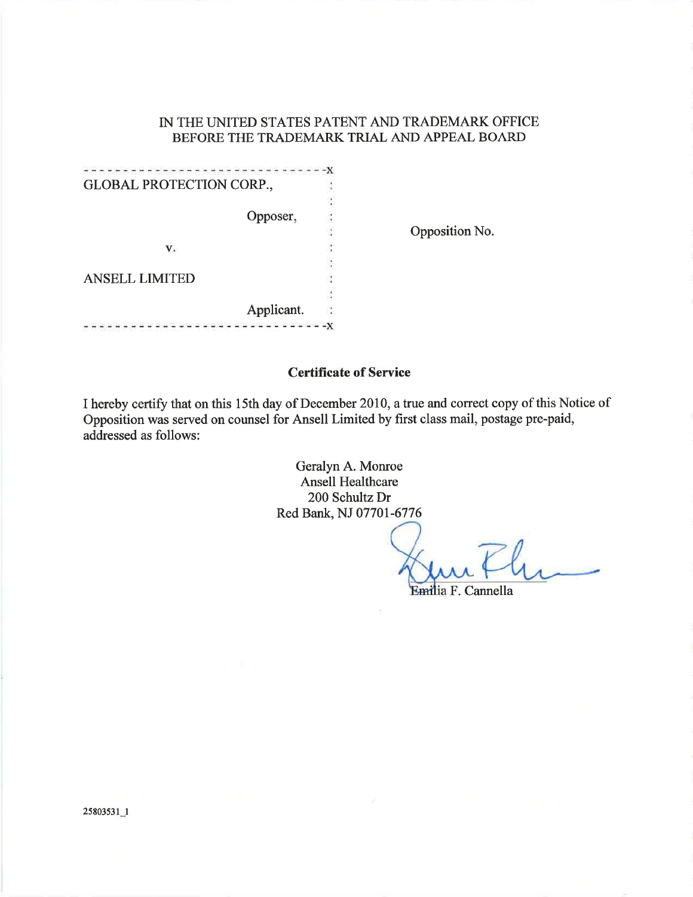IN THE UNITED STATES PATENT AND TRADEMARK OFFICE
BEFORE THE TRADEMARK TRIAL AND APPEAL BOARD

| | |
|---|---|
| GLOBAL PROTECTION CORP., Opposer, | Opposition No. |
| v. | |
| ANSELL LIMITED Applicant. | |

**Certificate of Service**

I hereby certify that on this 15th day of December 2010, a true and correct copy of this Notice of Opposition was served on counsel for Ansell Limited by first class mail, postage pre-paid, addressed as follows:

Geralyn A. Monroe
Ansell Healthcare
200 Schultz Dr
Red Bank, NJ 07701-6776

Emilia F. Cannella

25803531_1